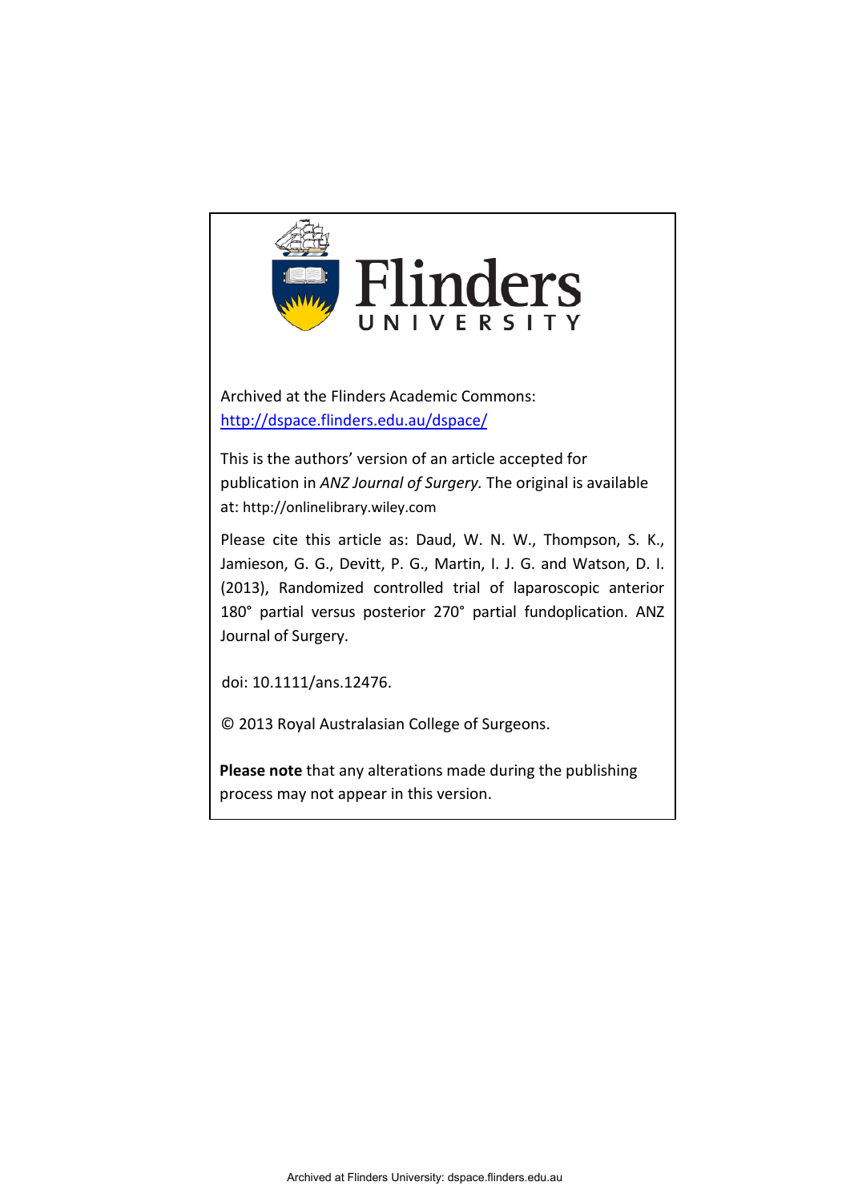Flinders
UNIVERSITY

Archived at the Flinders Academic Commons:
http://dspace.flinders.edu.au/dspace/

This is the authors' version of an article accepted for publication in *ANZ Journal of Surgery.* The original is available at: http://onlinelibrary.wiley.com

Please cite this article as: Daud, W. N. W., Thompson, S. K., Jamieson, G. G., Devitt, P. G., Martin, I. J. G. and Watson, D. I. (2013), Randomized controlled trial of laparoscopic anterior 180° partial versus posterior 270° partial fundoplication. ANZ Journal of Surgery.

doi: 10.1111/ans.12476.

© 2013 Royal Australasian College of Surgeons.

**Please note** that any alterations made during the publishing process may not appear in this version.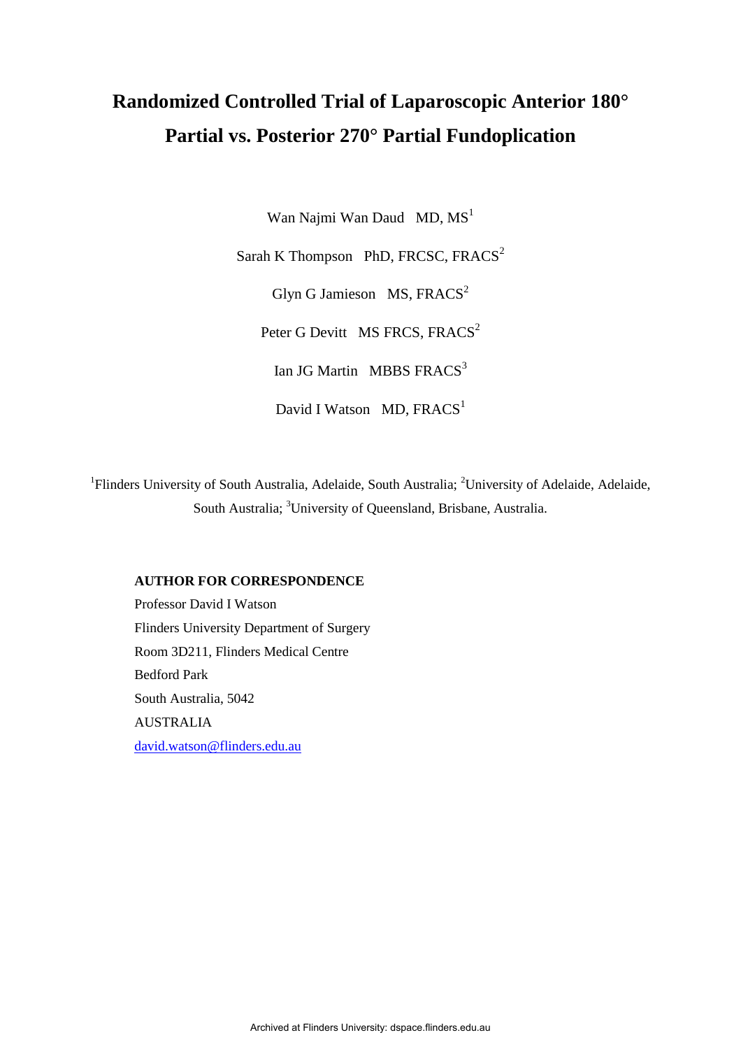# Randomized Controlled Trial of Laparoscopic Anterior 180° Partial vs. Posterior 270° Partial Fundoplication

Wan Najmi Wan Daud MD, MS[1]

Sarah K Thompson PhD, FRCSC, FRACS[2]

Glyn G Jamieson MS, FRACS[2]

Peter G Devitt MS FRCS, FRACS[2]

Ian JG Martin MBBS FRACS[3]

David I Watson MD, FRACS[1]

[1]Flinders University of South Australia, Adelaide, South Australia; [2]University of Adelaide, Adelaide, South Australia; [3]University of Queensland, Brisbane, Australia.

**AUTHOR FOR CORRESPONDENCE**

Professor David I Watson
Flinders University Department of Surgery
Room 3D211, Flinders Medical Centre
Bedford Park
South Australia, 5042
AUSTRALIA
david.watson@flinders.edu.au

Archived at Flinders University: dspace.flinders.edu.au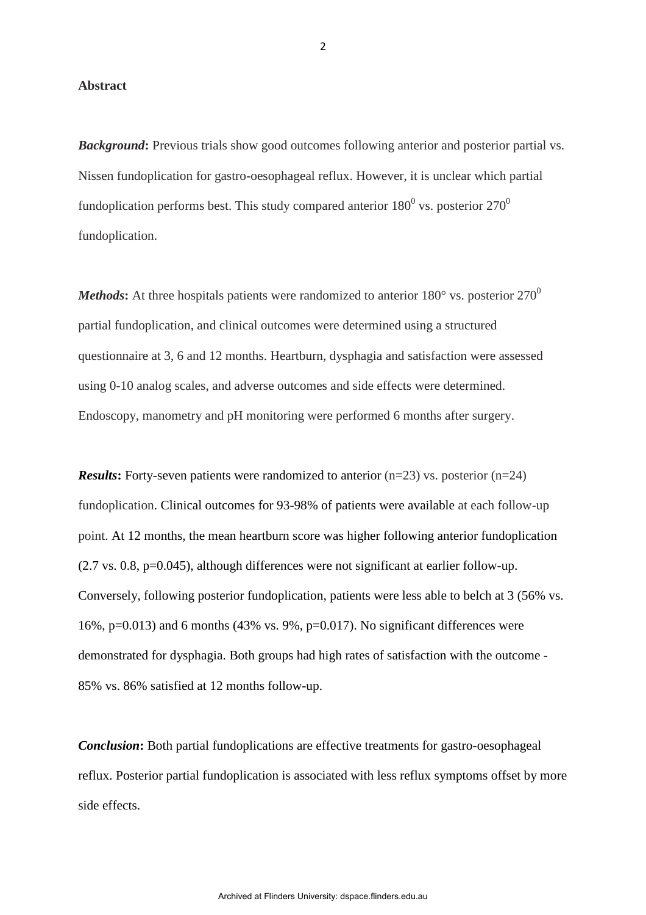**Abstract**

***Background*:** Previous trials show good outcomes following anterior and posterior partial vs. Nissen fundoplication for gastro-oesophageal reflux. However, it is unclear which partial fundoplication performs best. This study compared anterior $180^0$ vs. posterior $270^0$ fundoplication.

***Methods*:** At three hospitals patients were randomized to anterior 180° vs. posterior $270^0$ partial fundoplication, and clinical outcomes were determined using a structured questionnaire at 3, 6 and 12 months. Heartburn, dysphagia and satisfaction were assessed using 0-10 analog scales, and adverse outcomes and side effects were determined. Endoscopy, manometry and pH monitoring were performed 6 months after surgery.

***Results*:** Forty-seven patients were randomized to anterior (n=23) vs. posterior (n=24) fundoplication. Clinical outcomes for 93-98% of patients were available at each follow-up point. At 12 months, the mean heartburn score was higher following anterior fundoplication (2.7 vs. 0.8, p=0.045), although differences were not significant at earlier follow-up. Conversely, following posterior fundoplication, patients were less able to belch at 3 (56% vs. 16%, p=0.013) and 6 months (43% vs. 9%, p=0.017). No significant differences were demonstrated for dysphagia. Both groups had high rates of satisfaction with the outcome - 85% vs. 86% satisfied at 12 months follow-up.

***Conclusion*:** Both partial fundoplications are effective treatments for gastro-oesophageal reflux. Posterior partial fundoplication is associated with less reflux symptoms offset by more side effects.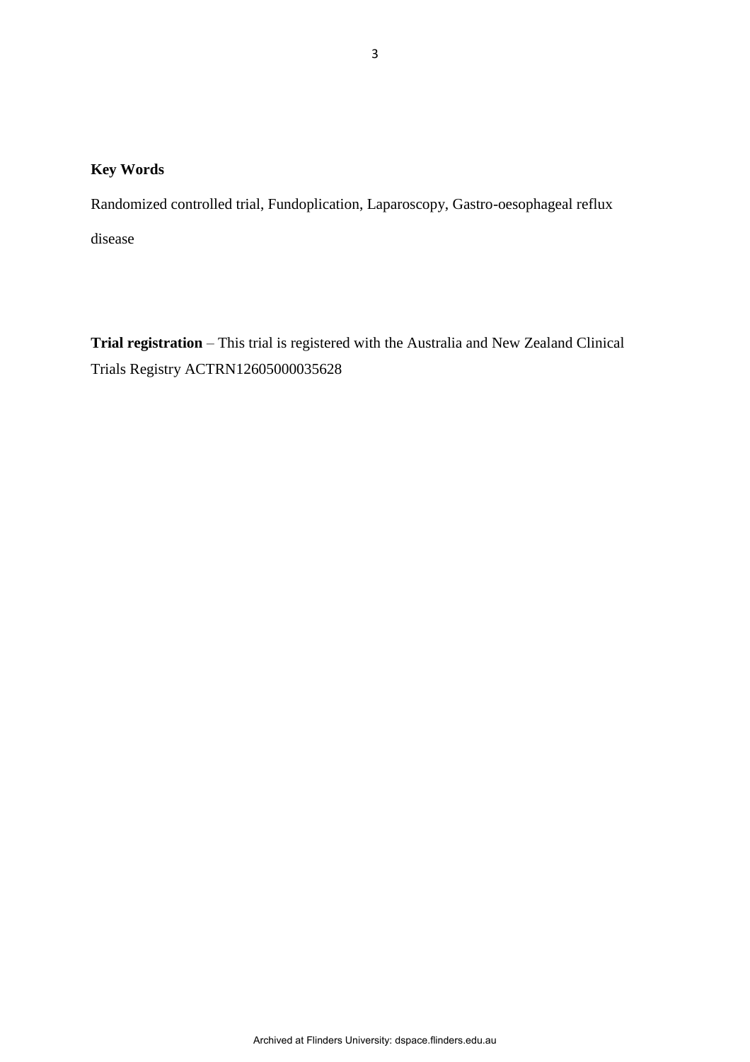**Key Words**

Randomized controlled trial, Fundoplication, Laparoscopy, Gastro-oesophageal reflux disease

**Trial registration** – This trial is registered with the Australia and New Zealand Clinical Trials Registry ACTRN12605000035628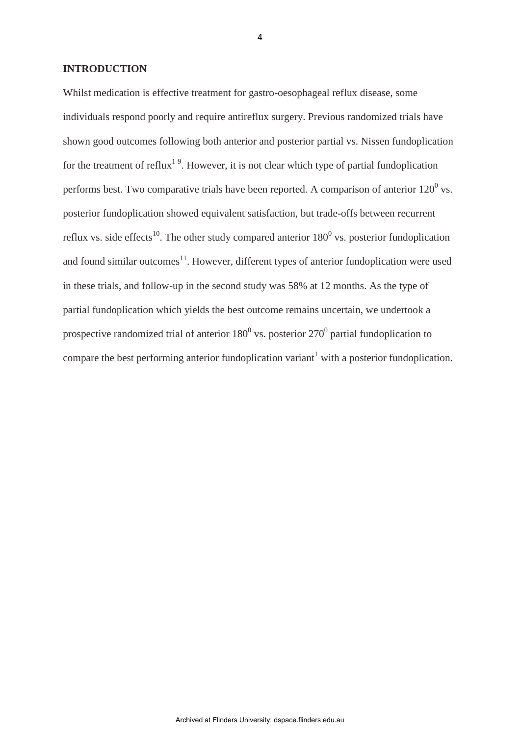## INTRODUCTION

Whilst medication is effective treatment for gastro-oesophageal reflux disease, some individuals respond poorly and require antireflux surgery. Previous randomized trials have shown good outcomes following both anterior and posterior partial vs. Nissen fundoplication for the treatment of reflux[1-9]. However, it is not clear which type of partial fundoplication performs best. Two comparative trials have been reported. A comparison of anterior $120^0$ vs. posterior fundoplication showed equivalent satisfaction, but trade-offs between recurrent reflux vs. side effects[10]. The other study compared anterior $180^0$ vs. posterior fundoplication and found similar outcomes[11]. However, different types of anterior fundoplication were used in these trials, and follow-up in the second study was 58% at 12 months. As the type of partial fundoplication which yields the best outcome remains uncertain, we undertook a prospective randomized trial of anterior $180^0$ vs. posterior $270^0$ partial fundoplication to compare the best performing anterior fundoplication variant[1] with a posterior fundoplication.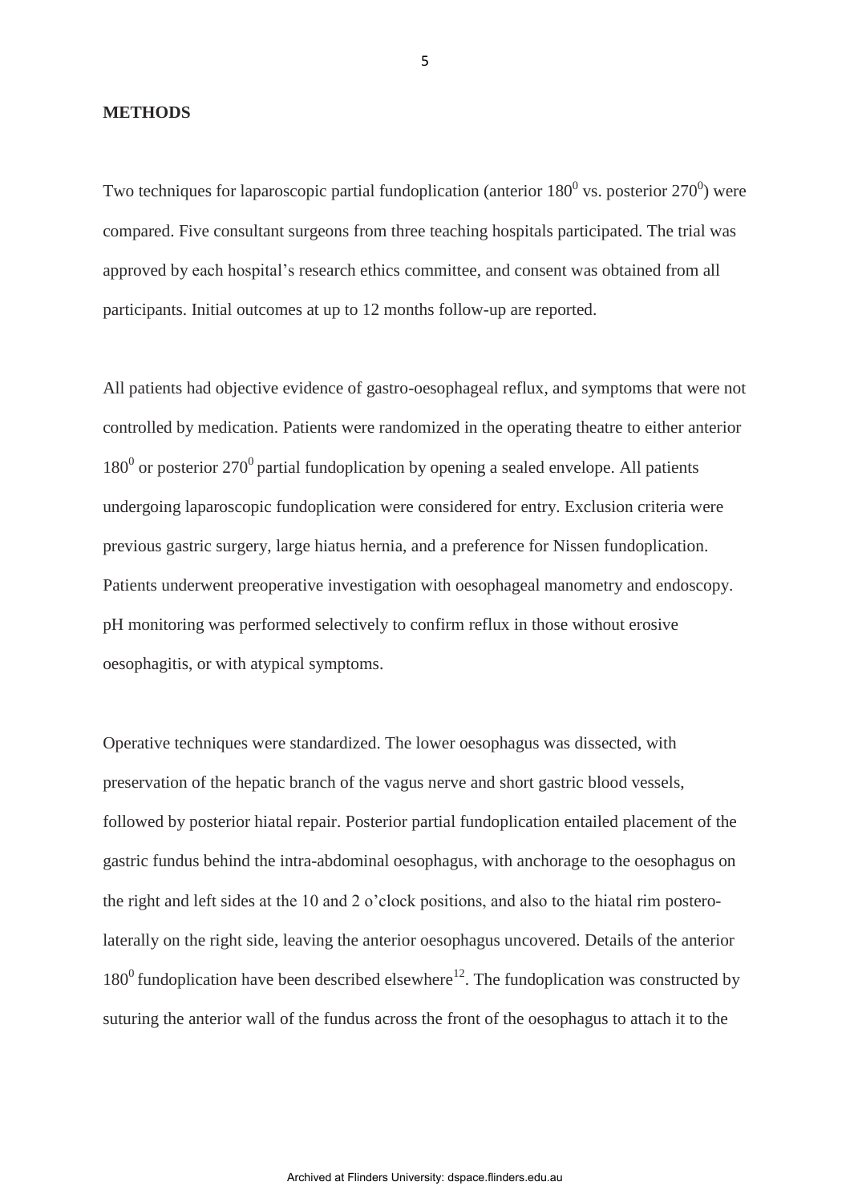## METHODS

Two techniques for laparoscopic partial fundoplication (anterior $180^0$ vs. posterior $270^0$) were compared. Five consultant surgeons from three teaching hospitals participated. The trial was approved by each hospital's research ethics committee, and consent was obtained from all participants. Initial outcomes at up to 12 months follow-up are reported.

All patients had objective evidence of gastro-oesophageal reflux, and symptoms that were not controlled by medication. Patients were randomized in the operating theatre to either anterior $180^0$ or posterior $270^0$ partial fundoplication by opening a sealed envelope. All patients undergoing laparoscopic fundoplication were considered for entry. Exclusion criteria were previous gastric surgery, large hiatus hernia, and a preference for Nissen fundoplication. Patients underwent preoperative investigation with oesophageal manometry and endoscopy. pH monitoring was performed selectively to confirm reflux in those without erosive oesophagitis, or with atypical symptoms.

Operative techniques were standardized. The lower oesophagus was dissected, with preservation of the hepatic branch of the vagus nerve and short gastric blood vessels, followed by posterior hiatal repair. Posterior partial fundoplication entailed placement of the gastric fundus behind the intra-abdominal oesophagus, with anchorage to the oesophagus on the right and left sides at the 10 and 2 o'clock positions, and also to the hiatal rim postero-laterally on the right side, leaving the anterior oesophagus uncovered. Details of the anterior $180^0$ fundoplication have been described elsewhere[12]. The fundoplication was constructed by suturing the anterior wall of the fundus across the front of the oesophagus to attach it to the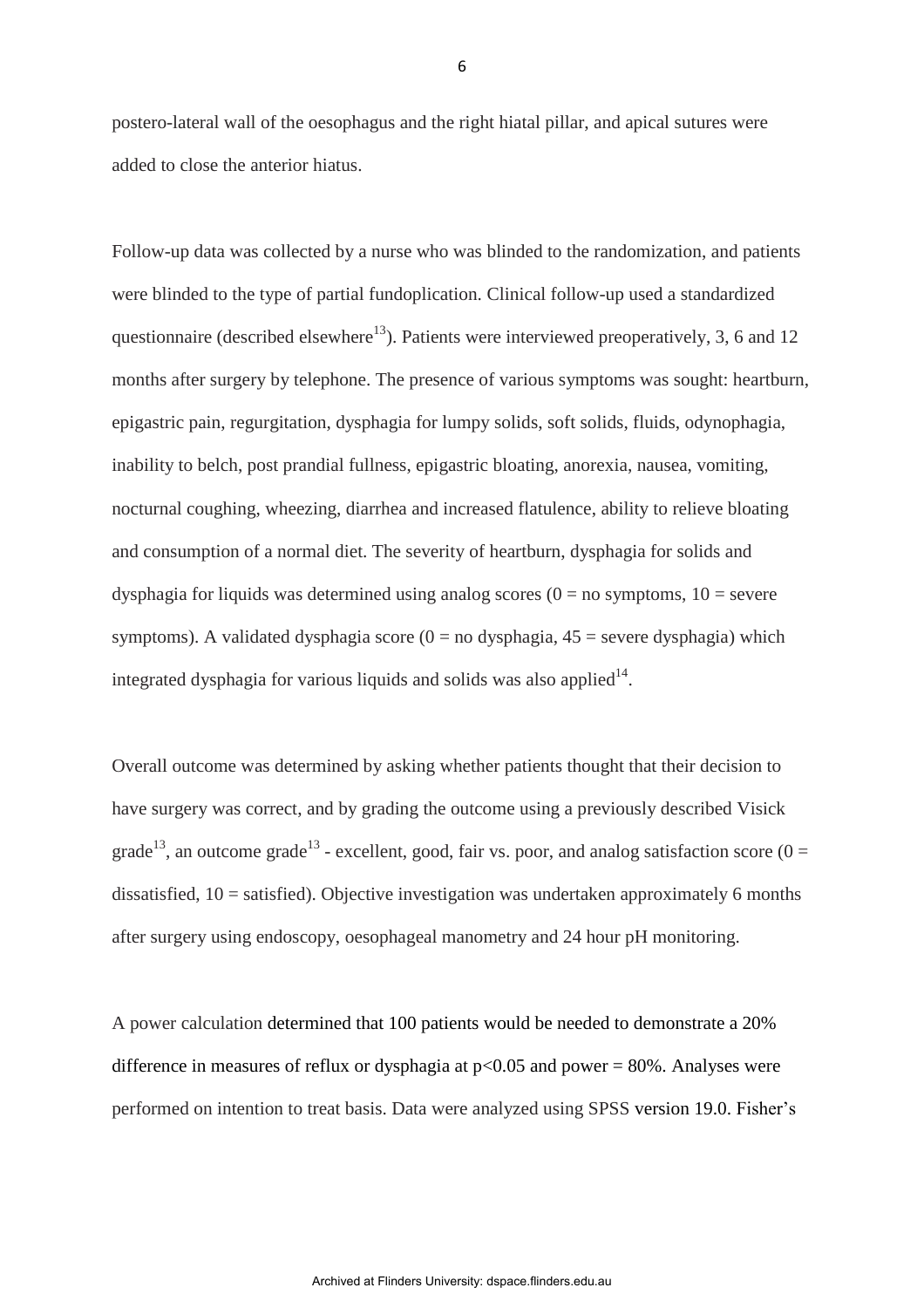postero-lateral wall of the oesophagus and the right hiatal pillar, and apical sutures were added to close the anterior hiatus.

Follow-up data was collected by a nurse who was blinded to the randomization, and patients were blinded to the type of partial fundoplication. Clinical follow-up used a standardized questionnaire (described elsewhere[13]). Patients were interviewed preoperatively, 3, 6 and 12 months after surgery by telephone. The presence of various symptoms was sought: heartburn, epigastric pain, regurgitation, dysphagia for lumpy solids, soft solids, fluids, odynophagia, inability to belch, post prandial fullness, epigastric bloating, anorexia, nausea, vomiting, nocturnal coughing, wheezing, diarrhea and increased flatulence, ability to relieve bloating and consumption of a normal diet. The severity of heartburn, dysphagia for solids and dysphagia for liquids was determined using analog scores (0 = no symptoms, 10 = severe symptoms). A validated dysphagia score (0 = no dysphagia, 45 = severe dysphagia) which integrated dysphagia for various liquids and solids was also applied[14].

Overall outcome was determined by asking whether patients thought that their decision to have surgery was correct, and by grading the outcome using a previously described Visick grade[13], an outcome grade[13] - excellent, good, fair vs. poor, and analog satisfaction score (0 = dissatisfied, 10 = satisfied). Objective investigation was undertaken approximately 6 months after surgery using endoscopy, oesophageal manometry and 24 hour pH monitoring.

A power calculation determined that 100 patients would be needed to demonstrate a 20% difference in measures of reflux or dysphagia at $p<0.05$ and power = 80%. Analyses were performed on intention to treat basis. Data were analyzed using SPSS version 19.0. Fisher's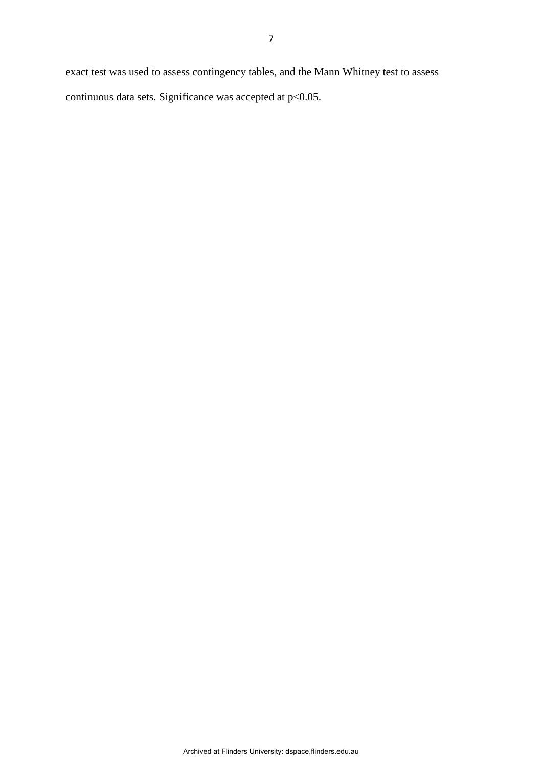exact test was used to assess contingency tables, and the Mann Whitney test to assess continuous data sets. Significance was accepted at $p<0.05$.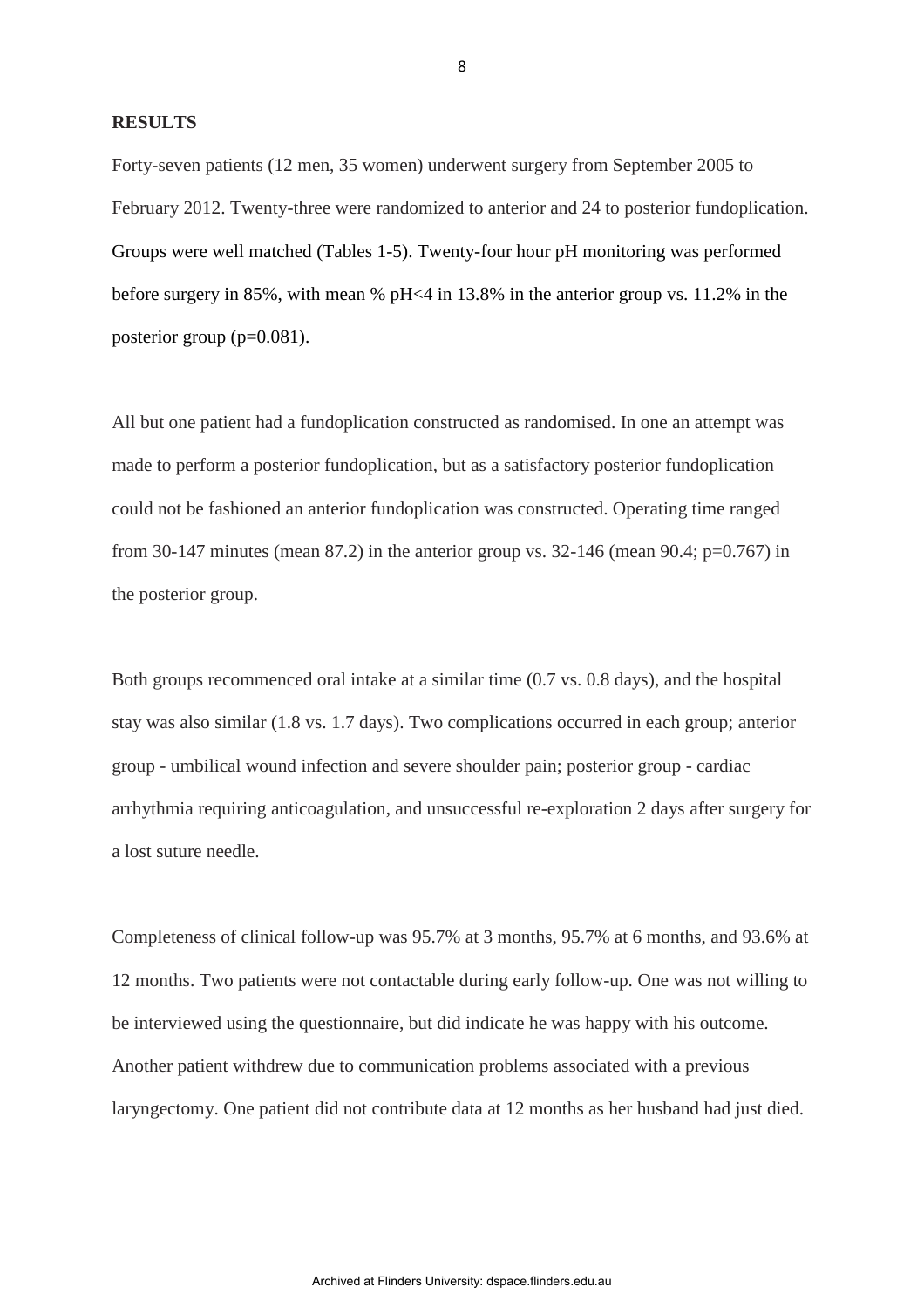## RESULTS

Forty-seven patients (12 men, 35 women) underwent surgery from September 2005 to February 2012. Twenty-three were randomized to anterior and 24 to posterior fundoplication. Groups were well matched (Tables 1-5). Twenty-four hour pH monitoring was performed before surgery in 85%, with mean % pH<4 in 13.8% in the anterior group vs. 11.2% in the posterior group ($p=0.081$).

All but one patient had a fundoplication constructed as randomised. In one an attempt was made to perform a posterior fundoplication, but as a satisfactory posterior fundoplication could not be fashioned an anterior fundoplication was constructed. Operating time ranged from 30-147 minutes (mean 87.2) in the anterior group vs. 32-146 (mean 90.4; $p=0.767$) in the posterior group.

Both groups recommenced oral intake at a similar time (0.7 vs. 0.8 days), and the hospital stay was also similar (1.8 vs. 1.7 days). Two complications occurred in each group; anterior group - umbilical wound infection and severe shoulder pain; posterior group - cardiac arrhythmia requiring anticoagulation, and unsuccessful re-exploration 2 days after surgery for a lost suture needle.

Completeness of clinical follow-up was 95.7% at 3 months, 95.7% at 6 months, and 93.6% at 12 months. Two patients were not contactable during early follow-up. One was not willing to be interviewed using the questionnaire, but did indicate he was happy with his outcome. Another patient withdrew due to communication problems associated with a previous laryngectomy. One patient did not contribute data at 12 months as her husband had just died.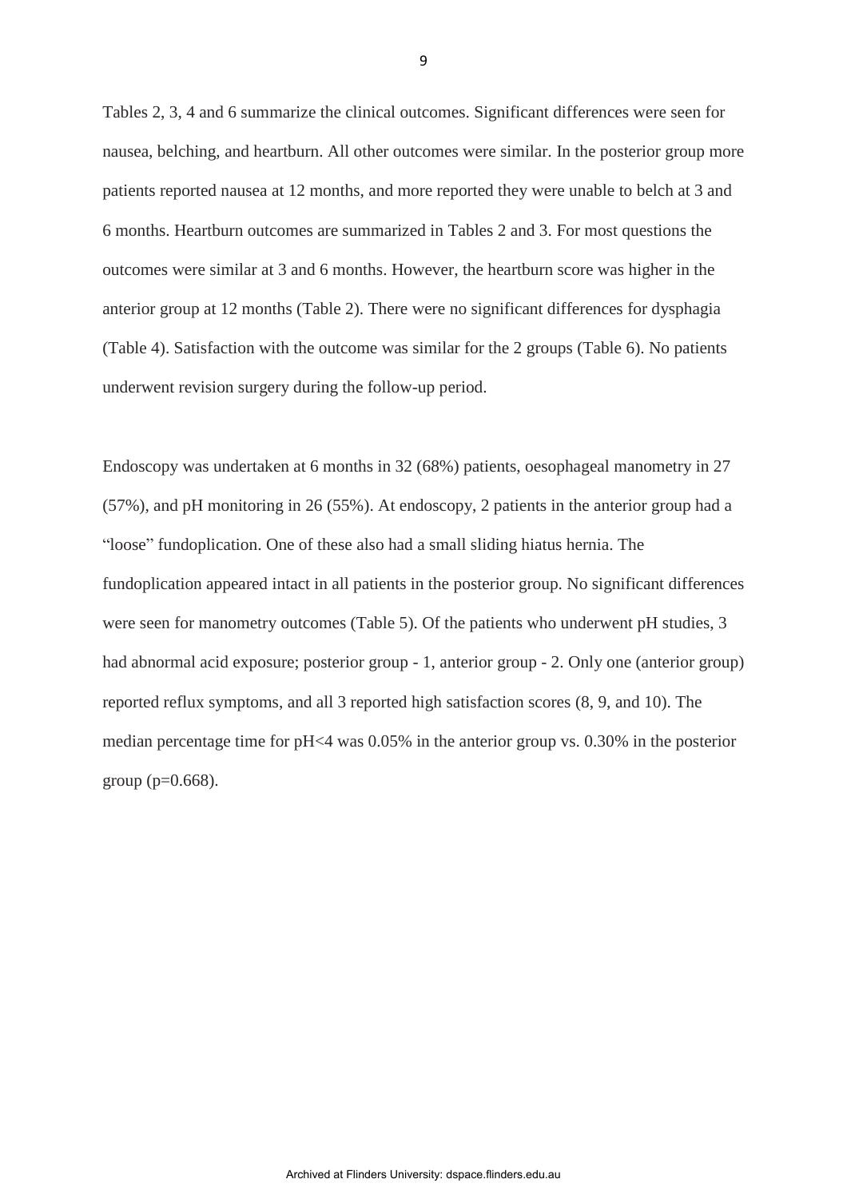Tables 2, 3, 4 and 6 summarize the clinical outcomes. Significant differences were seen for nausea, belching, and heartburn. All other outcomes were similar. In the posterior group more patients reported nausea at 12 months, and more reported they were unable to belch at 3 and 6 months. Heartburn outcomes are summarized in Tables 2 and 3. For most questions the outcomes were similar at 3 and 6 months. However, the heartburn score was higher in the anterior group at 12 months (Table 2). There were no significant differences for dysphagia (Table 4). Satisfaction with the outcome was similar for the 2 groups (Table 6). No patients underwent revision surgery during the follow-up period.

Endoscopy was undertaken at 6 months in 32 (68%) patients, oesophageal manometry in 27 (57%), and pH monitoring in 26 (55%). At endoscopy, 2 patients in the anterior group had a "loose" fundoplication. One of these also had a small sliding hiatus hernia. The fundoplication appeared intact in all patients in the posterior group. No significant differences were seen for manometry outcomes (Table 5). Of the patients who underwent pH studies, 3 had abnormal acid exposure; posterior group - 1, anterior group - 2. Only one (anterior group) reported reflux symptoms, and all 3 reported high satisfaction scores (8, 9, and 10). The median percentage time for pH<4 was 0.05% in the anterior group vs. 0.30% in the posterior group ($p=0.668$).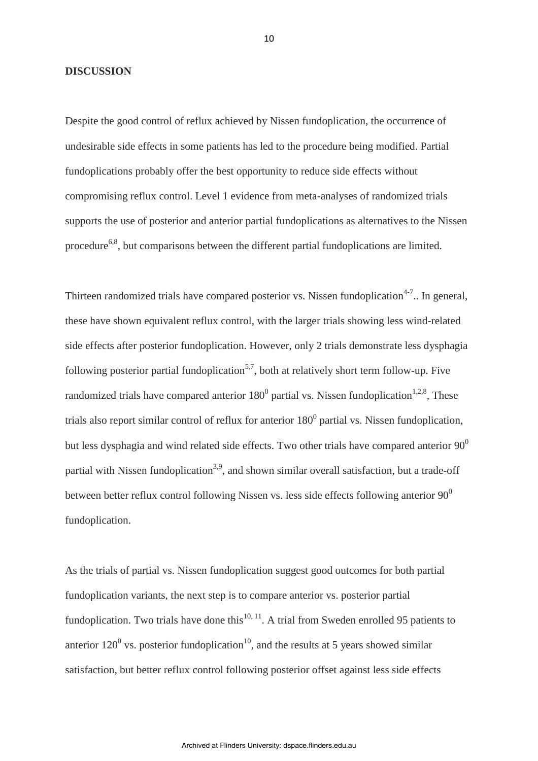## DISCUSSION

Despite the good control of reflux achieved by Nissen fundoplication, the occurrence of undesirable side effects in some patients has led to the procedure being modified. Partial fundoplications probably offer the best opportunity to reduce side effects without compromising reflux control. Level 1 evidence from meta-analyses of randomized trials supports the use of posterior and anterior partial fundoplications as alternatives to the Nissen procedure[6,8], but comparisons between the different partial fundoplications are limited.

Thirteen randomized trials have compared posterior vs. Nissen fundoplication[4-7].. In general, these have shown equivalent reflux control, with the larger trials showing less wind-related side effects after posterior fundoplication. However, only 2 trials demonstrate less dysphagia following posterior partial fundoplication[5,7], both at relatively short term follow-up. Five randomized trials have compared anterior $180^0$ partial vs. Nissen fundoplication[1,2,8], These trials also report similar control of reflux for anterior $180^0$ partial vs. Nissen fundoplication, but less dysphagia and wind related side effects. Two other trials have compared anterior $90^0$ partial with Nissen fundoplication[3,9], and shown similar overall satisfaction, but a trade-off between better reflux control following Nissen vs. less side effects following anterior $90^0$ fundoplication.

As the trials of partial vs. Nissen fundoplication suggest good outcomes for both partial fundoplication variants, the next step is to compare anterior vs. posterior partial fundoplication. Two trials have done this[10, 11]. A trial from Sweden enrolled 95 patients to anterior $120^0$ vs. posterior fundoplication[10], and the results at 5 years showed similar satisfaction, but better reflux control following posterior offset against less side effects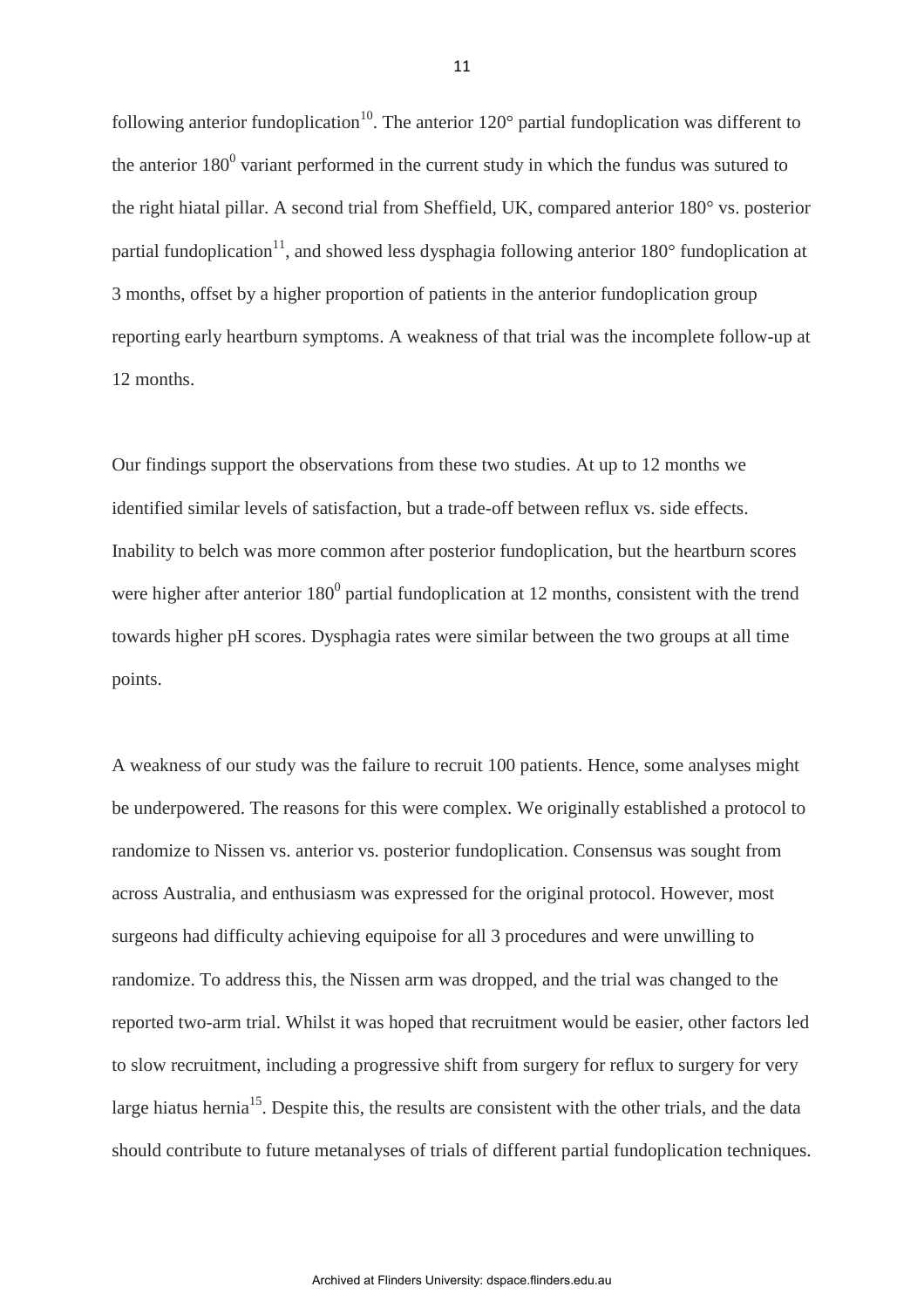following anterior fundoplication[10]. The anterior 120° partial fundoplication was different to the anterior $180^0$ variant performed in the current study in which the fundus was sutured to the right hiatal pillar. A second trial from Sheffield, UK, compared anterior 180° vs. posterior partial fundoplication[11], and showed less dysphagia following anterior 180° fundoplication at 3 months, offset by a higher proportion of patients in the anterior fundoplication group reporting early heartburn symptoms. A weakness of that trial was the incomplete follow-up at 12 months.

Our findings support the observations from these two studies. At up to 12 months we identified similar levels of satisfaction, but a trade-off between reflux vs. side effects. Inability to belch was more common after posterior fundoplication, but the heartburn scores were higher after anterior $180^0$ partial fundoplication at 12 months, consistent with the trend towards higher pH scores. Dysphagia rates were similar between the two groups at all time points.

A weakness of our study was the failure to recruit 100 patients. Hence, some analyses might be underpowered. The reasons for this were complex. We originally established a protocol to randomize to Nissen vs. anterior vs. posterior fundoplication. Consensus was sought from across Australia, and enthusiasm was expressed for the original protocol. However, most surgeons had difficulty achieving equipoise for all 3 procedures and were unwilling to randomize. To address this, the Nissen arm was dropped, and the trial was changed to the reported two-arm trial. Whilst it was hoped that recruitment would be easier, other factors led to slow recruitment, including a progressive shift from surgery for reflux to surgery for very large hiatus hernia[15]. Despite this, the results are consistent with the other trials, and the data should contribute to future metanalyses of trials of different partial fundoplication techniques.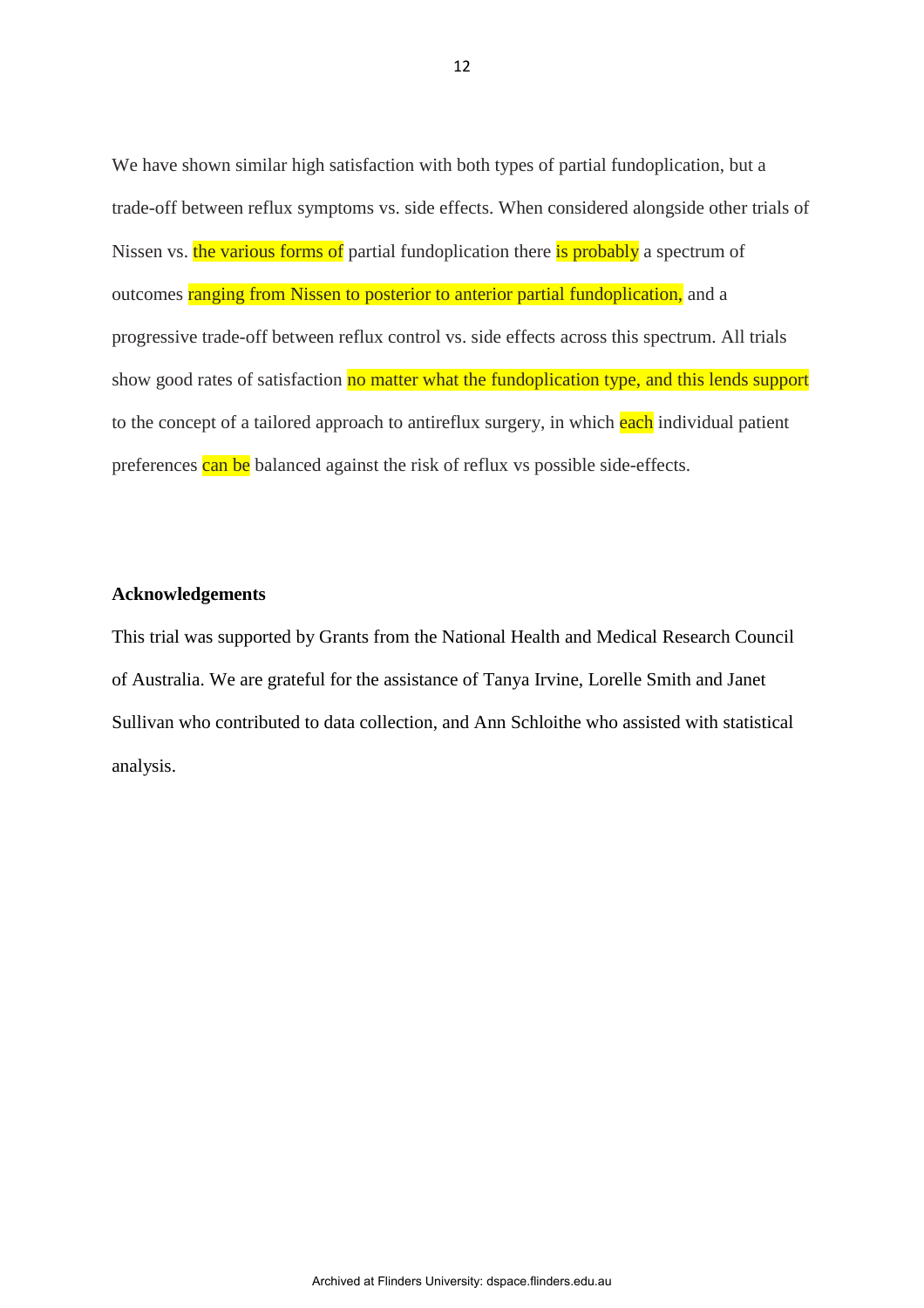We have shown similar high satisfaction with both types of partial fundoplication, but a trade-off between reflux symptoms vs. side effects. When considered alongside other trials of Nissen vs. the various forms of partial fundoplication there is probably a spectrum of outcomes ranging from Nissen to posterior to anterior partial fundoplication, and a progressive trade-off between reflux control vs. side effects across this spectrum. All trials show good rates of satisfaction no matter what the fundoplication type, and this lends support to the concept of a tailored approach to antireflux surgery, in which each individual patient preferences can be balanced against the risk of reflux vs possible side-effects.

**Acknowledgements**

This trial was supported by Grants from the National Health and Medical Research Council of Australia. We are grateful for the assistance of Tanya Irvine, Lorelle Smith and Janet Sullivan who contributed to data collection, and Ann Schloithe who assisted with statistical analysis.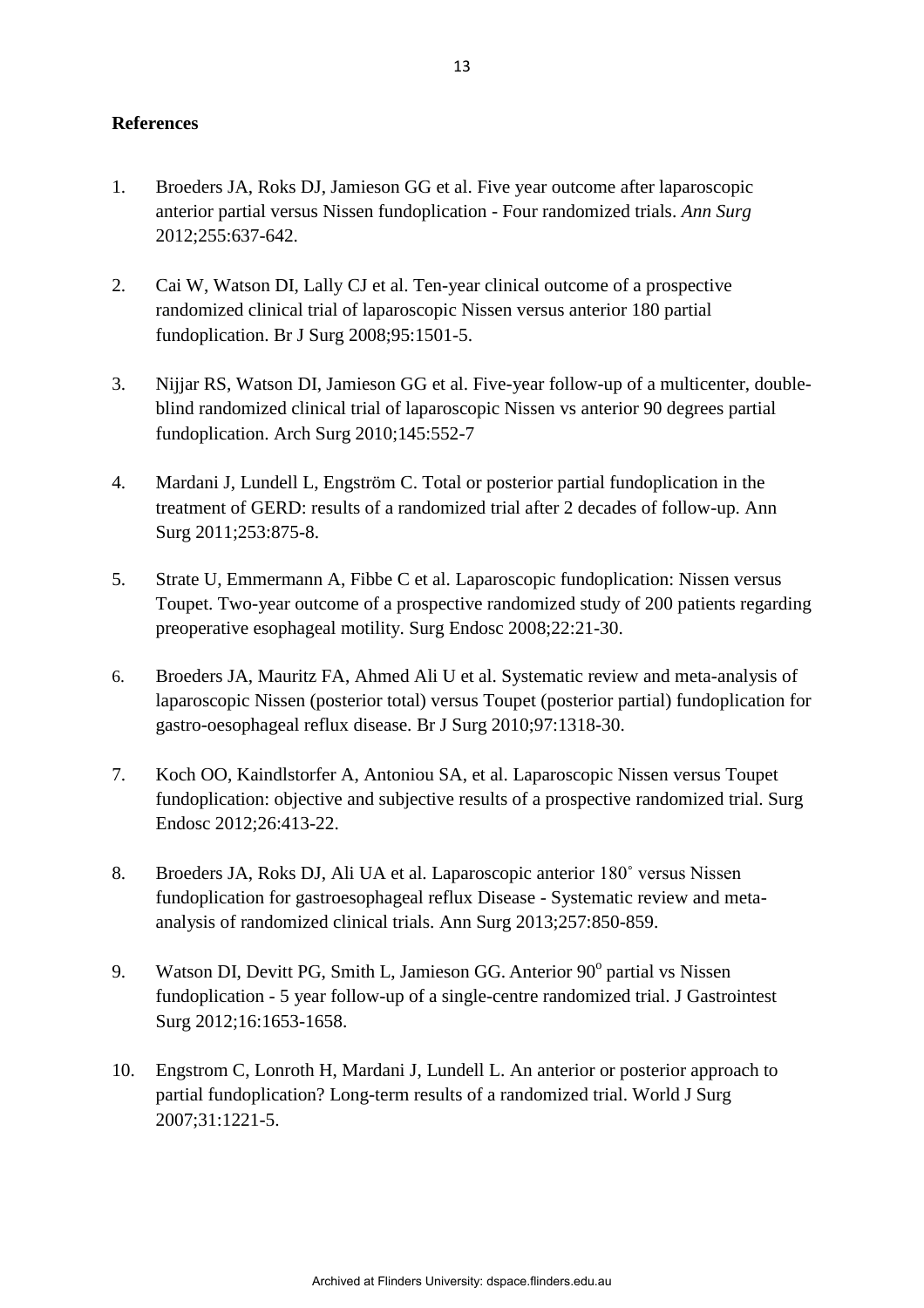## References

1. Broeders JA, Roks DJ, Jamieson GG et al. Five year outcome after laparoscopic anterior partial versus Nissen fundoplication - Four randomized trials. *Ann Surg* 2012;255:637-642.

2. Cai W, Watson DI, Lally CJ et al. Ten-year clinical outcome of a prospective randomized clinical trial of laparoscopic Nissen versus anterior 180 partial fundoplication. Br J Surg 2008;95:1501-5.

3. Nijjar RS, Watson DI, Jamieson GG et al. Five-year follow-up of a multicenter, double-blind randomized clinical trial of laparoscopic Nissen vs anterior 90 degrees partial fundoplication. Arch Surg 2010;145:552-7

4. Mardani J, Lundell L, Engström C. Total or posterior partial fundoplication in the treatment of GERD: results of a randomized trial after 2 decades of follow-up. Ann Surg 2011;253:875-8.

5. Strate U, Emmermann A, Fibbe C et al. Laparoscopic fundoplication: Nissen versus Toupet. Two-year outcome of a prospective randomized study of 200 patients regarding preoperative esophageal motility. Surg Endosc 2008;22:21-30.

6. Broeders JA, Mauritz FA, Ahmed Ali U et al. Systematic review and meta-analysis of laparoscopic Nissen (posterior total) versus Toupet (posterior partial) fundoplication for gastro-oesophageal reflux disease. Br J Surg 2010;97:1318-30.

7. Koch OO, Kaindlstorfer A, Antoniou SA, et al. Laparoscopic Nissen versus Toupet fundoplication: objective and subjective results of a prospective randomized trial. Surg Endosc 2012;26:413-22.

8. Broeders JA, Roks DJ, Ali UA et al. Laparoscopic anterior 180˚ versus Nissen fundoplication for gastroesophageal reflux Disease - Systematic review and meta-analysis of randomized clinical trials. Ann Surg 2013;257:850-859.

9. Watson DI, Devitt PG, Smith L, Jamieson GG. Anterior $90^{o}$ partial vs Nissen fundoplication - 5 year follow-up of a single-centre randomized trial. J Gastrointest Surg 2012;16:1653-1658.

10. Engstrom C, Lonroth H, Mardani J, Lundell L. An anterior or posterior approach to partial fundoplication? Long-term results of a randomized trial. World J Surg 2007;31:1221-5.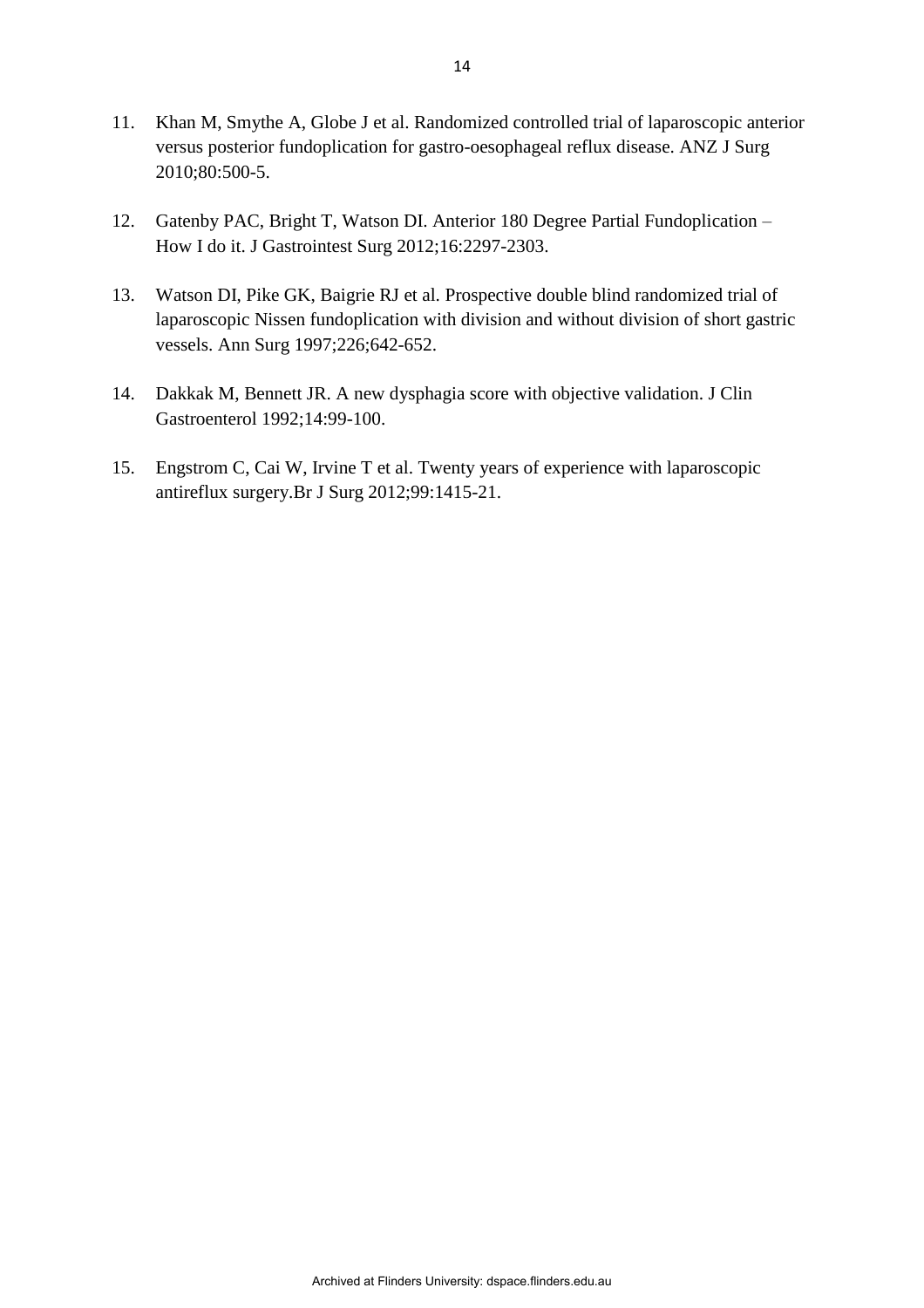11. Khan M, Smythe A, Globe J et al. Randomized controlled trial of laparoscopic anterior versus posterior fundoplication for gastro-oesophageal reflux disease. ANZ J Surg 2010;80:500-5.

12. Gatenby PAC, Bright T, Watson DI. Anterior 180 Degree Partial Fundoplication – How I do it. J Gastrointest Surg 2012;16:2297-2303.

13. Watson DI, Pike GK, Baigrie RJ et al. Prospective double blind randomized trial of laparoscopic Nissen fundoplication with division and without division of short gastric vessels. Ann Surg 1997;226;642-652.

14. Dakkak M, Bennett JR. A new dysphagia score with objective validation. J Clin Gastroenterol 1992;14:99-100.

15. Engstrom C, Cai W, Irvine T et al. Twenty years of experience with laparoscopic antireflux surgery.Br J Surg 2012;99:1415-21.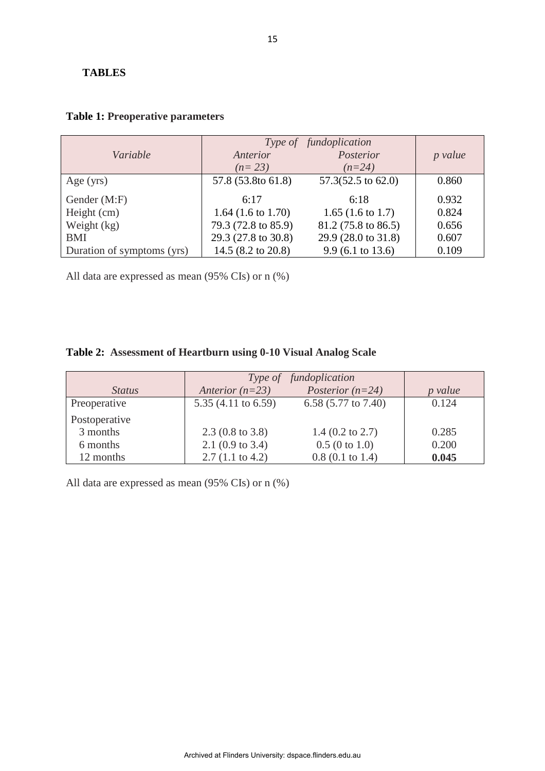**TABLES**

**Table 1: Preoperative parameters**

| *Variable* | *Type of fundoplication* *Anterior* *(n= 23)* | *Posterior* *(n=24)* | *p value* |
|---|---|---|---|
| Age (yrs) | 57.8 (53.8to 61.8) | 57.3(52.5 to 62.0) | 0.860 |
| Gender (M:F) | 6:17 | 6:18 | 0.932 |
| Height (cm) | 1.64 (1.6 to 1.70) | 1.65 (1.6 to 1.7) | 0.824 |
| Weight (kg) | 79.3 (72.8 to 85.9) | 81.2 (75.8 to 86.5) | 0.656 |
| BMI | 29.3 (27.8 to 30.8) | 29.9 (28.0 to 31.8) | 0.607 |
| Duration of symptoms (yrs) | 14.5 (8.2 to 20.8) | 9.9 (6.1 to 13.6) | 0.109 |

All data are expressed as mean (95% CIs) or n (%)

**Table 2: Assessment of Heartburn using 0-10 Visual Analog Scale**

| *Status* | *Type of fundoplication* *Anterior (n=23)* | *Posterior (n=24)* | *p value* |
|---|---|---|---|
| Preoperative | 5.35 (4.11 to 6.59) | 6.58 (5.77 to 7.40) | 0.124 |
| Postoperative | | | |
| 3 months | 2.3 (0.8 to 3.8) | 1.4 (0.2 to 2.7) | 0.285 |
| 6 months | 2.1 (0.9 to 3.4) | 0.5 (0 to 1.0) | 0.200 |
| 12 months | 2.7 (1.1 to 4.2) | 0.8 (0.1 to 1.4) | **0.045** |

All data are expressed as mean (95% CIs) or n (%)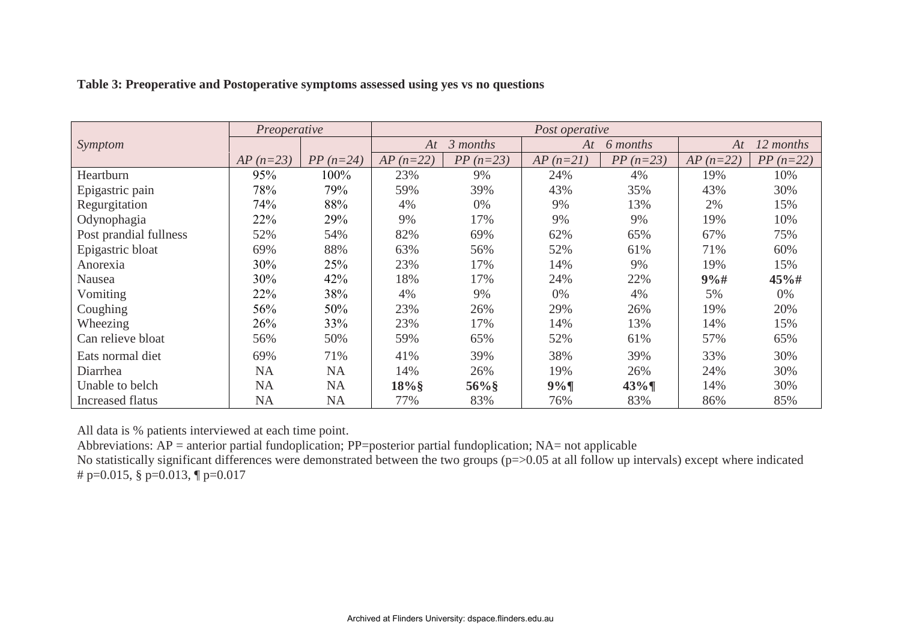**Table 3: Preoperative and Postoperative symptoms assessed using yes vs no questions**

| *Symptom* | *Preoperative* | | *Post operative* | | | | | |
|---|---|---|---|---|---|---|---|---|
| | | | *At 3 months* | | *At 6 months* | | *At 12 months* | |
| | *AP (n=23)* | *PP (n=24)* | *AP (n=22)* | *PP (n=23)* | *AP (n=21)* | *PP (n=23)* | *AP (n=22)* | *PP (n=22)* |
| Heartburn | 95% | 100% | 23% | 9% | 24% | 4% | 19% | 10% |
| Epigastric pain | 78% | 79% | 59% | 39% | 43% | 35% | 43% | 30% |
| Regurgitation | 74% | 88% | 4% | 0% | 9% | 13% | 2% | 15% |
| Odynophagia | 22% | 29% | 9% | 17% | 9% | 9% | 19% | 10% |
| Post prandial fullness | 52% | 54% | 82% | 69% | 62% | 65% | 67% | 75% |
| Epigastric bloat | 69% | 88% | 63% | 56% | 52% | 61% | 71% | 60% |
| Anorexia | 30% | 25% | 23% | 17% | 14% | 9% | 19% | 15% |
| Nausea | 30% | 42% | 18% | 17% | 24% | 22% | **9%#** | **45%#** |
| Vomiting | 22% | 38% | 4% | 9% | 0% | 4% | 5% | 0% |
| Coughing | 56% | 50% | 23% | 26% | 29% | 26% | 19% | 20% |
| Wheezing | 26% | 33% | 23% | 17% | 14% | 13% | 14% | 15% |
| Can relieve bloat | 56% | 50% | 59% | 65% | 52% | 61% | 57% | 65% |
| Eats normal diet | 69% | 71% | 41% | 39% | 38% | 39% | 33% | 30% |
| Diarrhea | NA | NA | 14% | 26% | 19% | 26% | 24% | 30% |
| Unable to belch | NA | NA | **18%§** | **56%§** | **9%¶** | **43%¶** | 14% | 30% |
| Increased flatus | NA | NA | 77% | 83% | 76% | 83% | 86% | 85% |

All data is % patients interviewed at each time point.

Abbreviations: AP = anterior partial fundoplication; PP=posterior partial fundoplication; NA= not applicable

No statistically significant differences were demonstrated between the two groups ($p=>0.05$ at all follow up intervals) except where indicated # $p=0.015$, § $p=0.013$, ¶ $p=0.017$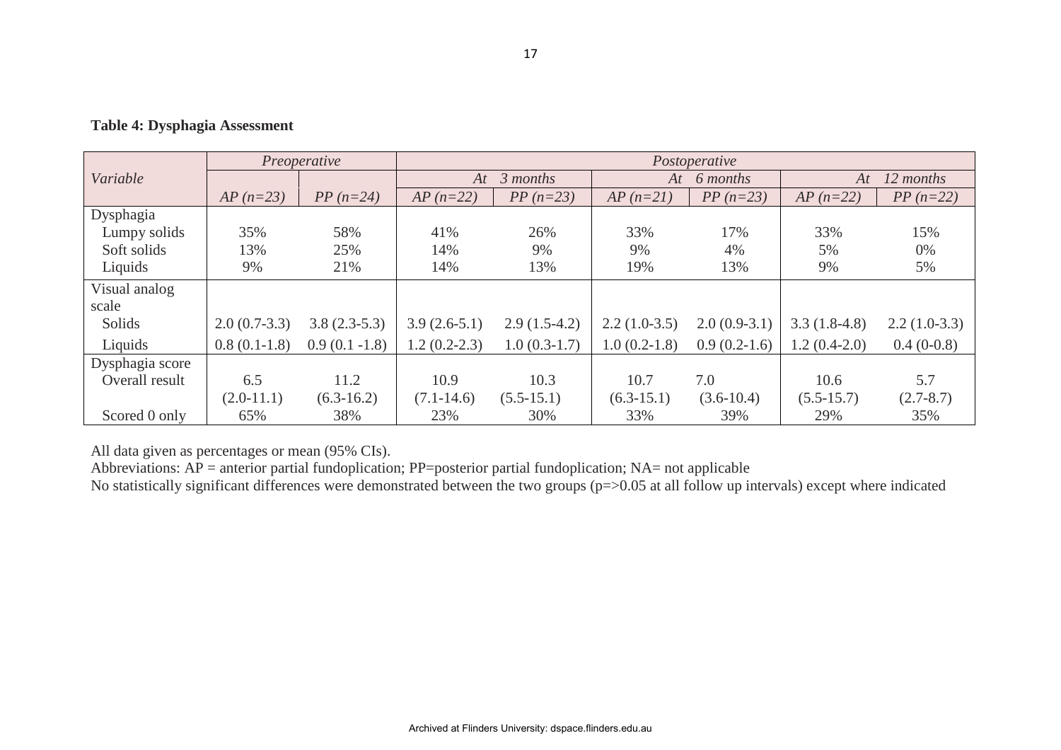**Table 4: Dysphagia Assessment**

| *Variable* | *Preoperative* | | *Postoperative* | | | | | |
|---|---|---|---|---|---|---|---|---|
| | | | *At 3 months* | | *At 6 months* | | *At 12 months* | |
| | *AP (n=23)* | *PP (n=24)* | *AP (n=22)* | *PP (n=23)* | *AP (n=21)* | *PP (n=23)* | *AP (n=22)* | *PP (n=22)* |
| Dysphagia | | | | | | | | |
| Lumpy solids | 35% | 58% | 41% | 26% | 33% | 17% | 33% | 15% |
| Soft solids | 13% | 25% | 14% | 9% | 9% | 4% | 5% | 0% |
| Liquids | 9% | 21% | 14% | 13% | 19% | 13% | 9% | 5% |
| Visual analog scale | | | | | | | | |
| Solids | 2.0 (0.7-3.3) | 3.8 (2.3-5.3) | 3.9 (2.6-5.1) | 2.9 (1.5-4.2) | 2.2 (1.0-3.5) | 2.0 (0.9-3.1) | 3.3 (1.8-4.8) | 2.2 (1.0-3.3) |
| Liquids | 0.8 (0.1-1.8) | 0.9 (0.1 -1.8) | 1.2 (0.2-2.3) | 1.0 (0.3-1.7) | 1.0 (0.2-1.8) | 0.9 (0.2-1.6) | 1.2 (0.4-2.0) | 0.4 (0-0.8) |
| Dysphagia score | | | | | | | | |
| Overall result | 6.5 (2.0-11.1) | 11.2 (6.3-16.2) | 10.9 (7.1-14.6) | 10.3 (5.5-15.1) | 10.7 (6.3-15.1) | 7.0 (3.6-10.4) | 10.6 (5.5-15.7) | 5.7 (2.7-8.7) |
| Scored 0 only | 65% | 38% | 23% | 30% | 33% | 39% | 29% | 35% |

All data given as percentages or mean (95% CIs).
Abbreviations: AP = anterior partial fundoplication; PP=posterior partial fundoplication; NA= not applicable
No statistically significant differences were demonstrated between the two groups (p=>0.05 at all follow up intervals) except where indicated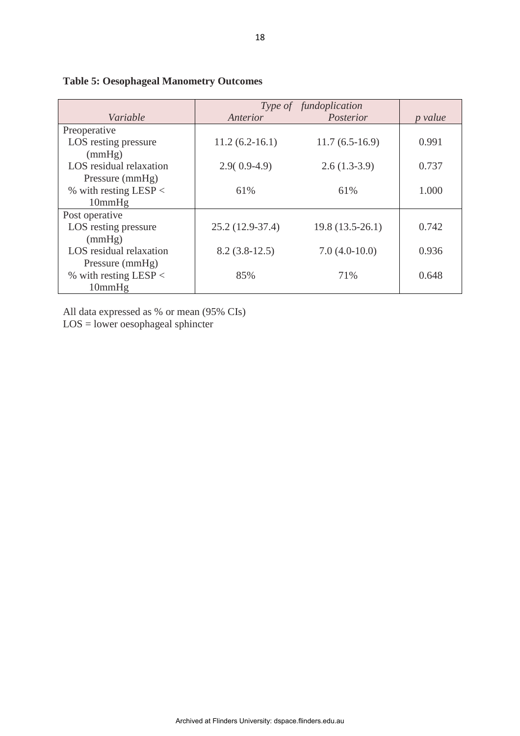**Table 5: Oesophageal Manometry Outcomes**

| *Variable* | *Type of fundoplication* | | *p value* |
|---|---|---|---|
| | *Anterior* | *Posterior* | |
| Preoperative | | | |
| LOS resting pressure (mmHg) | 11.2 (6.2-16.1) | 11.7 (6.5-16.9) | 0.991 |
| LOS residual relaxation Pressure (mmHg) | 2.9( 0.9-4.9) | 2.6 (1.3-3.9) | 0.737 |
| % with resting LESP < 10mmHg | 61% | 61% | 1.000 |
| Post operative | | | |
| LOS resting pressure (mmHg) | 25.2 (12.9-37.4) | 19.8 (13.5-26.1) | 0.742 |
| LOS residual relaxation Pressure (mmHg) | 8.2 (3.8-12.5) | 7.0 (4.0-10.0) | 0.936 |
| % with resting LESP < 10mmHg | 85% | 71% | 0.648 |

All data expressed as % or mean (95% CIs)
LOS = lower oesophageal sphincter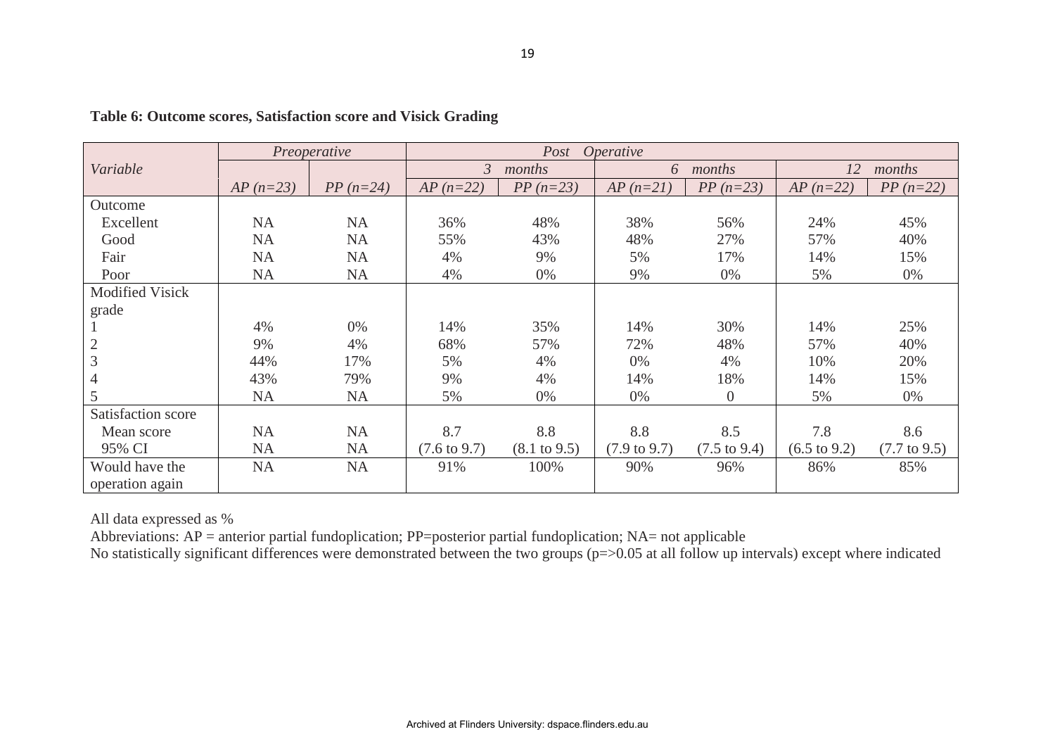**Table 6: Outcome scores, Satisfaction score and Visick Grading**

| *Variable* | *Preoperative* | | *Post Operative* | | | | | |
|---|---|---|---|---|---|---|---|---|
| | | | *3 months* | | *6 months* | | *12 months* | |
| | *AP (n=23)* | *PP (n=24)* | *AP (n=22)* | *PP (n=23)* | *AP (n=21)* | *PP (n=23)* | *AP (n=22)* | *PP (n=22)* |
| Outcome | | | | | | | | |
| Excellent | NA | NA | 36% | 48% | 38% | 56% | 24% | 45% |
| Good | NA | NA | 55% | 43% | 48% | 27% | 57% | 40% |
| Fair | NA | NA | 4% | 9% | 5% | 17% | 14% | 15% |
| Poor | NA | NA | 4% | 0% | 9% | 0% | 5% | 0% |
| Modified Visick grade | | | | | | | | |
| 1 | 4% | 0% | 14% | 35% | 14% | 30% | 14% | 25% |
| 2 | 9% | 4% | 68% | 57% | 72% | 48% | 57% | 40% |
| 3 | 44% | 17% | 5% | 4% | 0% | 4% | 10% | 20% |
| 4 | 43% | 79% | 9% | 4% | 14% | 18% | 14% | 15% |
| 5 | NA | NA | 5% | 0% | 0% | 0 | 5% | 0% |
| Satisfaction score | | | | | | | | |
| Mean score | NA | NA | 8.7 | 8.8 | 8.8 | 8.5 | 7.8 | 8.6 |
| 95% CI | NA | NA | (7.6 to 9.7) | (8.1 to 9.5) | (7.9 to 9.7) | (7.5 to 9.4) | (6.5 to 9.2) | (7.7 to 9.5) |
| Would have the operation again | NA | NA | 91% | 100% | 90% | 96% | 86% | 85% |

All data expressed as %

Abbreviations: AP = anterior partial fundoplication; PP=posterior partial fundoplication; NA= not applicable

No statistically significant differences were demonstrated between the two groups (p=>0.05 at all follow up intervals) except where indicated